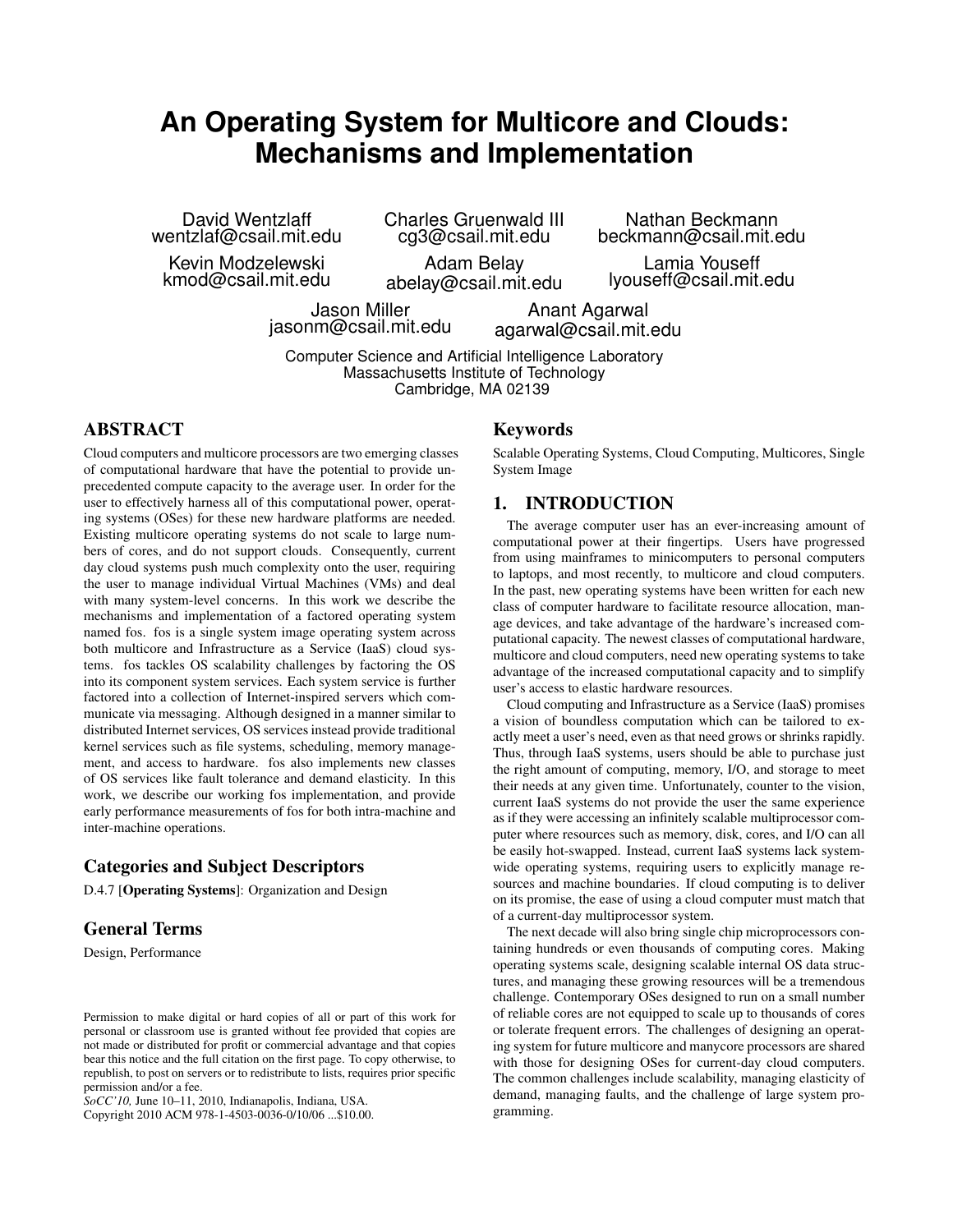# An Operating System for Multicore and Clouds: Mechanisms and Implementation

David Wentzlaff
wentzlaf@csail.mit.edu

Charles Gruenwald III
cg3@csail.mit.edu

Nathan Beckmann
beckmann@csail.mit.edu

Kevin Modzelewski
kmod@csail.mit.edu

Adam Belay
abelay@csail.mit.edu

Lamia Youseff
lyouseff@csail.mit.edu

Jason Miller
jasonm@csail.mit.edu

Anant Agarwal
agarwal@csail.mit.edu

Computer Science and Artificial Intelligence Laboratory
Massachusetts Institute of Technology
Cambridge, MA 02139

## ABSTRACT

Cloud computers and multicore processors are two emerging classes of computational hardware that have the potential to provide unprecedented compute capacity to the average user. In order for the user to effectively harness all of this computational power, operating systems (OSes) for these new hardware platforms are needed. Existing multicore operating systems do not scale to large numbers of cores, and do not support clouds. Consequently, current day cloud systems push much complexity onto the user, requiring the user to manage individual Virtual Machines (VMs) and deal with many system-level concerns. In this work we describe the mechanisms and implementation of a factored operating system named fos. fos is a single system image operating system across both multicore and Infrastructure as a Service (IaaS) cloud systems. fos tackles OS scalability challenges by factoring the OS into its component system services. Each system service is further factored into a collection of Internet-inspired servers which communicate via messaging. Although designed in a manner similar to distributed Internet services, OS services instead provide traditional kernel services such as file systems, scheduling, memory management, and access to hardware. fos also implements new classes of OS services like fault tolerance and demand elasticity. In this work, we describe our working fos implementation, and provide early performance measurements of fos for both intra-machine and inter-machine operations.

### Categories and Subject Descriptors

D.4.7 [**Operating Systems**]: Organization and Design

### General Terms

Design, Performance

Permission to make digital or hard copies of all or part of this work for personal or classroom use is granted without fee provided that copies are not made or distributed for profit or commercial advantage and that copies bear this notice and the full citation on the first page. To copy otherwise, to republish, to post on servers or to redistribute to lists, requires prior specific permission and/or a fee.
*SoCC'10,* June 10–11, 2010, Indianapolis, Indiana, USA.
Copyright 2010 ACM 978-1-4503-0036-0/10/06 ...$10.00.

### Keywords

Scalable Operating Systems, Cloud Computing, Multicores, Single System Image

## 1. INTRODUCTION

The average computer user has an ever-increasing amount of computational power at their fingertips. Users have progressed from using mainframes to minicomputers to personal computers to laptops, and most recently, to multicore and cloud computers. In the past, new operating systems have been written for each new class of computer hardware to facilitate resource allocation, manage devices, and take advantage of the hardware's increased computational capacity. The newest classes of computational hardware, multicore and cloud computers, need new operating systems to take advantage of the increased computational capacity and to simplify user's access to elastic hardware resources.

Cloud computing and Infrastructure as a Service (IaaS) promises a vision of boundless computation which can be tailored to exactly meet a user's need, even as that need grows or shrinks rapidly. Thus, through IaaS systems, users should be able to purchase just the right amount of computing, memory, I/O, and storage to meet their needs at any given time. Unfortunately, counter to the vision, current IaaS systems do not provide the user the same experience as if they were accessing an infinitely scalable multiprocessor computer where resources such as memory, disk, cores, and I/O can all be easily hot-swapped. Instead, current IaaS systems lack system-wide operating systems, requiring users to explicitly manage resources and machine boundaries. If cloud computing is to deliver on its promise, the ease of using a cloud computer must match that of a current-day multiprocessor system.

The next decade will also bring single chip microprocessors containing hundreds or even thousands of computing cores. Making operating systems scale, designing scalable internal OS data structures, and managing these growing resources will be a tremendous challenge. Contemporary OSes designed to run on a small number of reliable cores are not equipped to scale up to thousands of cores or tolerate frequent errors. The challenges of designing an operating system for future multicore and manycore processors are shared with those for designing OSes for current-day cloud computers. The common challenges include scalability, managing elasticity of demand, managing faults, and the challenge of large system programming.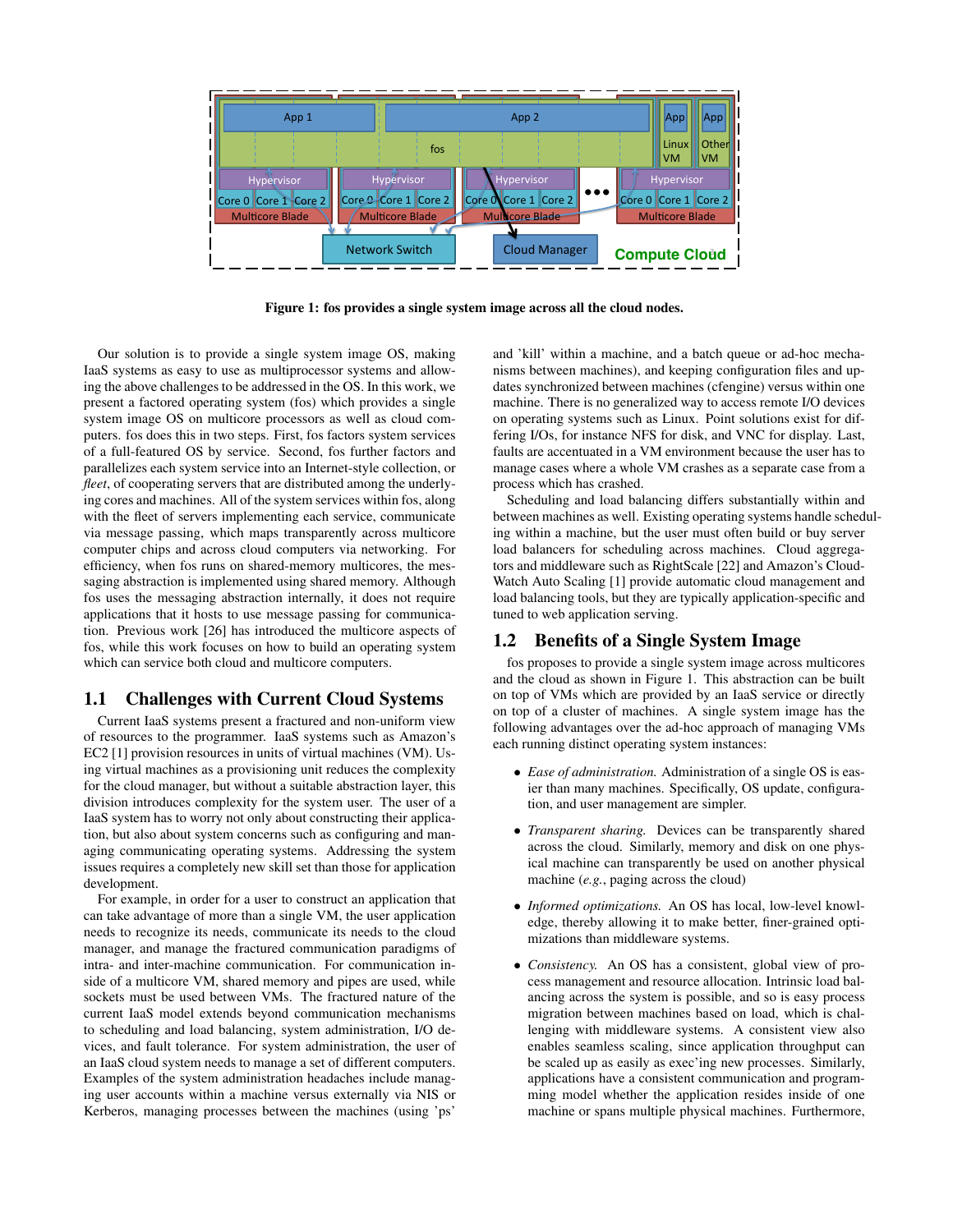Figure 1: fos provides a single system image across all the cloud nodes.

Our solution is to provide a single system image OS, making IaaS systems as easy to use as multiprocessor systems and allowing the above challenges to be addressed in the OS. In this work, we present a factored operating system (fos) which provides a single system image OS on multicore processors as well as cloud computers. fos does this in two steps. First, fos factors system services of a full-featured OS by service. Second, fos further factors and parallelizes each system service into an Internet-style collection, or *fleet*, of cooperating servers that are distributed among the underlying cores and machines. All of the system services within fos, along with the fleet of servers implementing each service, communicate via message passing, which maps transparently across multicore computer chips and across cloud computers via networking. For efficiency, when fos runs on shared-memory multicores, the messaging abstraction is implemented using shared memory. Although fos uses the messaging abstraction internally, it does not require applications that it hosts to use message passing for communication. Previous work [26] has introduced the multicore aspects of fos, while this work focuses on how to build an operating system which can service both cloud and multicore computers.

## 1.1 Challenges with Current Cloud Systems

Current IaaS systems present a fractured and non-uniform view of resources to the programmer. IaaS systems such as Amazon's EC2 [1] provision resources in units of virtual machines (VM). Using virtual machines as a provisioning unit reduces the complexity for the cloud manager, but without a suitable abstraction layer, this division introduces complexity for the system user. The user of a IaaS system has to worry not only about constructing their application, but also about system concerns such as configuring and managing communicating operating systems. Addressing the system issues requires a completely new skill set than those for application development.

For example, in order for a user to construct an application that can take advantage of more than a single VM, the user application needs to recognize its needs, communicate its needs to the cloud manager, and manage the fractured communication paradigms of intra- and inter-machine communication. For communication inside of a multicore VM, shared memory and pipes are used, while sockets must be used between VMs. The fractured nature of the current IaaS model extends beyond communication mechanisms to scheduling and load balancing, system administration, I/O devices, and fault tolerance. For system administration, the user of an IaaS cloud system needs to manage a set of different computers. Examples of the system administration headaches include managing user accounts within a machine versus externally via NIS or Kerberos, managing processes between the machines (using 'ps' and 'kill' within a machine, and a batch queue or ad-hoc mechanisms between machines), and keeping configuration files and updates synchronized between machines (cfengine) versus within one machine. There is no generalized way to access remote I/O devices on operating systems such as Linux. Point solutions exist for differing I/Os, for instance NFS for disk, and VNC for display. Last, faults are accentuated in a VM environment because the user has to manage cases where a whole VM crashes as a separate case from a process which has crashed.

Scheduling and load balancing differs substantially within and between machines as well. Existing operating systems handle scheduling within a machine, but the user must often build or buy server load balancers for scheduling across machines. Cloud aggregators and middleware such as RightScale [22] and Amazon's CloudWatch Auto Scaling [1] provide automatic cloud management and load balancing tools, but they are typically application-specific and tuned to web application serving.

## 1.2 Benefits of a Single System Image

fos proposes to provide a single system image across multicores and the cloud as shown in Figure 1. This abstraction can be built on top of VMs which are provided by an IaaS service or directly on top of a cluster of machines. A single system image has the following advantages over the ad-hoc approach of managing VMs each running distinct operating system instances:

- *Ease of administration.* Administration of a single OS is easier than many machines. Specifically, OS update, configuration, and user management are simpler.
- *Transparent sharing.* Devices can be transparently shared across the cloud. Similarly, memory and disk on one physical machine can transparently be used on another physical machine (*e.g.*, paging across the cloud)
- *Informed optimizations.* An OS has local, low-level knowledge, thereby allowing it to make better, finer-grained optimizations than middleware systems.
- *Consistency.* An OS has a consistent, global view of process management and resource allocation. Intrinsic load balancing across the system is possible, and so is easy process migration between machines based on load, which is challenging with middleware systems. A consistent view also enables seamless scaling, since application throughput can be scaled up as easily as exec'ing new processes. Similarly, applications have a consistent communication and programming model whether the application resides inside of one machine or spans multiple physical machines. Furthermore,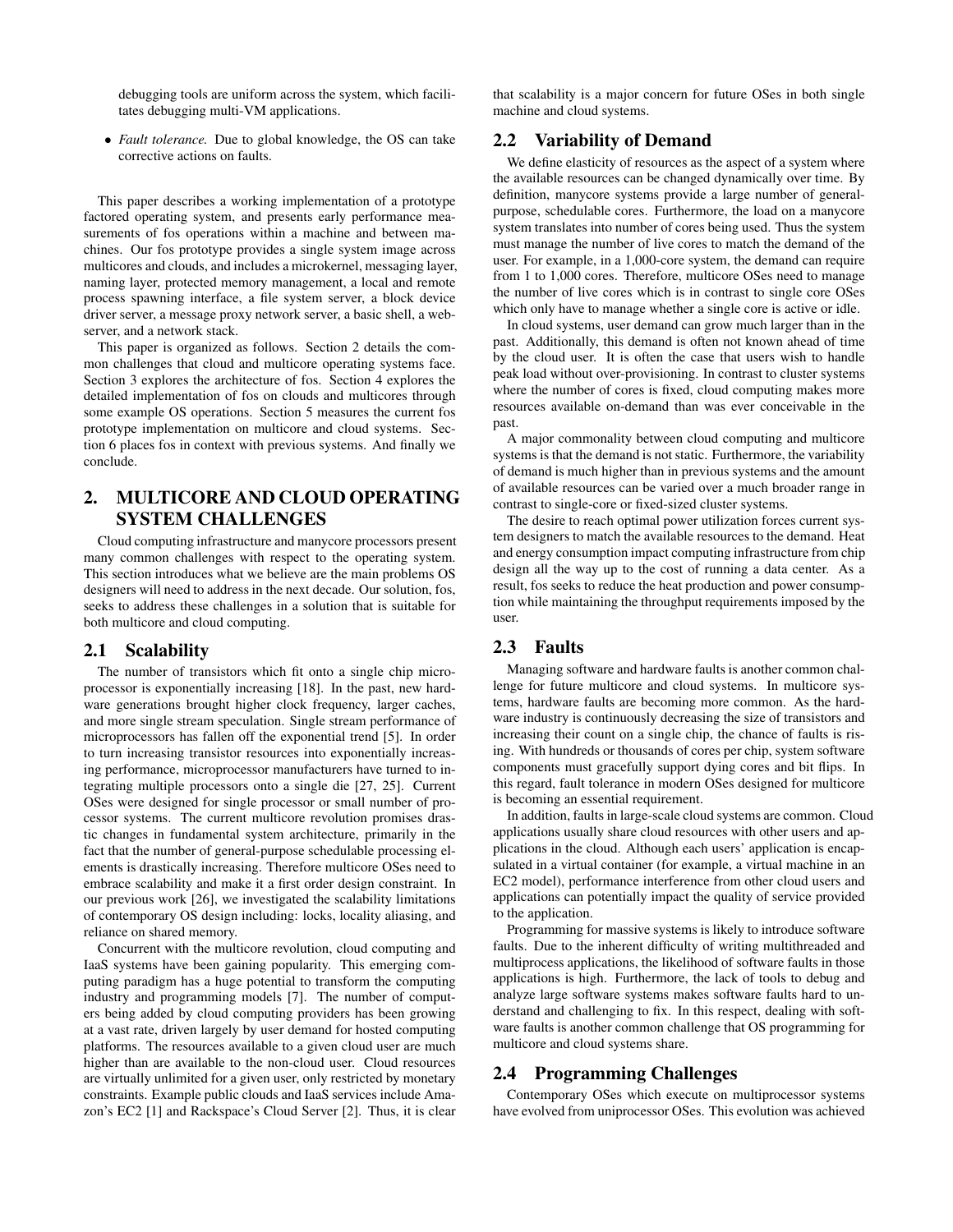debugging tools are uniform across the system, which facilitates debugging multi-VM applications.

- *Fault tolerance.* Due to global knowledge, the OS can take corrective actions on faults.

This paper describes a working implementation of a prototype factored operating system, and presents early performance measurements of fos operations within a machine and between machines. Our fos prototype provides a single system image across multicores and clouds, and includes a microkernel, messaging layer, naming layer, protected memory management, a local and remote process spawning interface, a file system server, a block device driver server, a message proxy network server, a basic shell, a webserver, and a network stack.

This paper is organized as follows. Section 2 details the common challenges that cloud and multicore operating systems face. Section 3 explores the architecture of fos. Section 4 explores the detailed implementation of fos on clouds and multicores through some example OS operations. Section 5 measures the current fos prototype implementation on multicore and cloud systems. Section 6 places fos in context with previous systems. And finally we conclude.

## 2. MULTICORE AND CLOUD OPERATING SYSTEM CHALLENGES

Cloud computing infrastructure and manycore processors present many common challenges with respect to the operating system. This section introduces what we believe are the main problems OS designers will need to address in the next decade. Our solution, fos, seeks to address these challenges in a solution that is suitable for both multicore and cloud computing.

### 2.1 Scalability

The number of transistors which fit onto a single chip microprocessor is exponentially increasing [18]. In the past, new hardware generations brought higher clock frequency, larger caches, and more single stream speculation. Single stream performance of microprocessors has fallen off the exponential trend [5]. In order to turn increasing transistor resources into exponentially increasing performance, microprocessor manufacturers have turned to integrating multiple processors onto a single die [27, 25]. Current OSes were designed for single processor or small number of processor systems. The current multicore revolution promises drastic changes in fundamental system architecture, primarily in the fact that the number of general-purpose schedulable processing elements is drastically increasing. Therefore multicore OSes need to embrace scalability and make it a first order design constraint. In our previous work [26], we investigated the scalability limitations of contemporary OS design including: locks, locality aliasing, and reliance on shared memory.

Concurrent with the multicore revolution, cloud computing and IaaS systems have been gaining popularity. This emerging computing paradigm has a huge potential to transform the computing industry and programming models [7]. The number of computers being added by cloud computing providers has been growing at a vast rate, driven largely by user demand for hosted computing platforms. The resources available to a given cloud user are much higher than are available to the non-cloud user. Cloud resources are virtually unlimited for a given user, only restricted by monetary constraints. Example public clouds and IaaS services include Amazon's EC2 [1] and Rackspace's Cloud Server [2]. Thus, it is clear that scalability is a major concern for future OSes in both single machine and cloud systems.

### 2.2 Variability of Demand

We define elasticity of resources as the aspect of a system where the available resources can be changed dynamically over time. By definition, manycore systems provide a large number of general-purpose, schedulable cores. Furthermore, the load on a manycore system translates into number of cores being used. Thus the system must manage the number of live cores to match the demand of the user. For example, in a 1,000-core system, the demand can require from 1 to 1,000 cores. Therefore, multicore OSes need to manage the number of live cores which is in contrast to single core OSes which only have to manage whether a single core is active or idle.

In cloud systems, user demand can grow much larger than in the past. Additionally, this demand is often not known ahead of time by the cloud user. It is often the case that users wish to handle peak load without over-provisioning. In contrast to cluster systems where the number of cores is fixed, cloud computing makes more resources available on-demand than was ever conceivable in the past.

A major commonality between cloud computing and multicore systems is that the demand is not static. Furthermore, the variability of demand is much higher than in previous systems and the amount of available resources can be varied over a much broader range in contrast to single-core or fixed-sized cluster systems.

The desire to reach optimal power utilization forces current system designers to match the available resources to the demand. Heat and energy consumption impact computing infrastructure from chip design all the way up to the cost of running a data center. As a result, fos seeks to reduce the heat production and power consumption while maintaining the throughput requirements imposed by the user.

### 2.3 Faults

Managing software and hardware faults is another common challenge for future multicore and cloud systems. In multicore systems, hardware faults are becoming more common. As the hardware industry is continuously decreasing the size of transistors and increasing their count on a single chip, the chance of faults is rising. With hundreds or thousands of cores per chip, system software components must gracefully support dying cores and bit flips. In this regard, fault tolerance in modern OSes designed for multicore is becoming an essential requirement.

In addition, faults in large-scale cloud systems are common. Cloud applications usually share cloud resources with other users and applications in the cloud. Although each users' application is encapsulated in a virtual container (for example, a virtual machine in an EC2 model), performance interference from other cloud users and applications can potentially impact the quality of service provided to the application.

Programming for massive systems is likely to introduce software faults. Due to the inherent difficulty of writing multithreaded and multiprocess applications, the likelihood of software faults in those applications is high. Furthermore, the lack of tools to debug and analyze large software systems makes software faults hard to understand and challenging to fix. In this respect, dealing with software faults is another common challenge that OS programming for multicore and cloud systems share.

### 2.4 Programming Challenges

Contemporary OSes which execute on multiprocessor systems have evolved from uniprocessor OSes. This evolution was achieved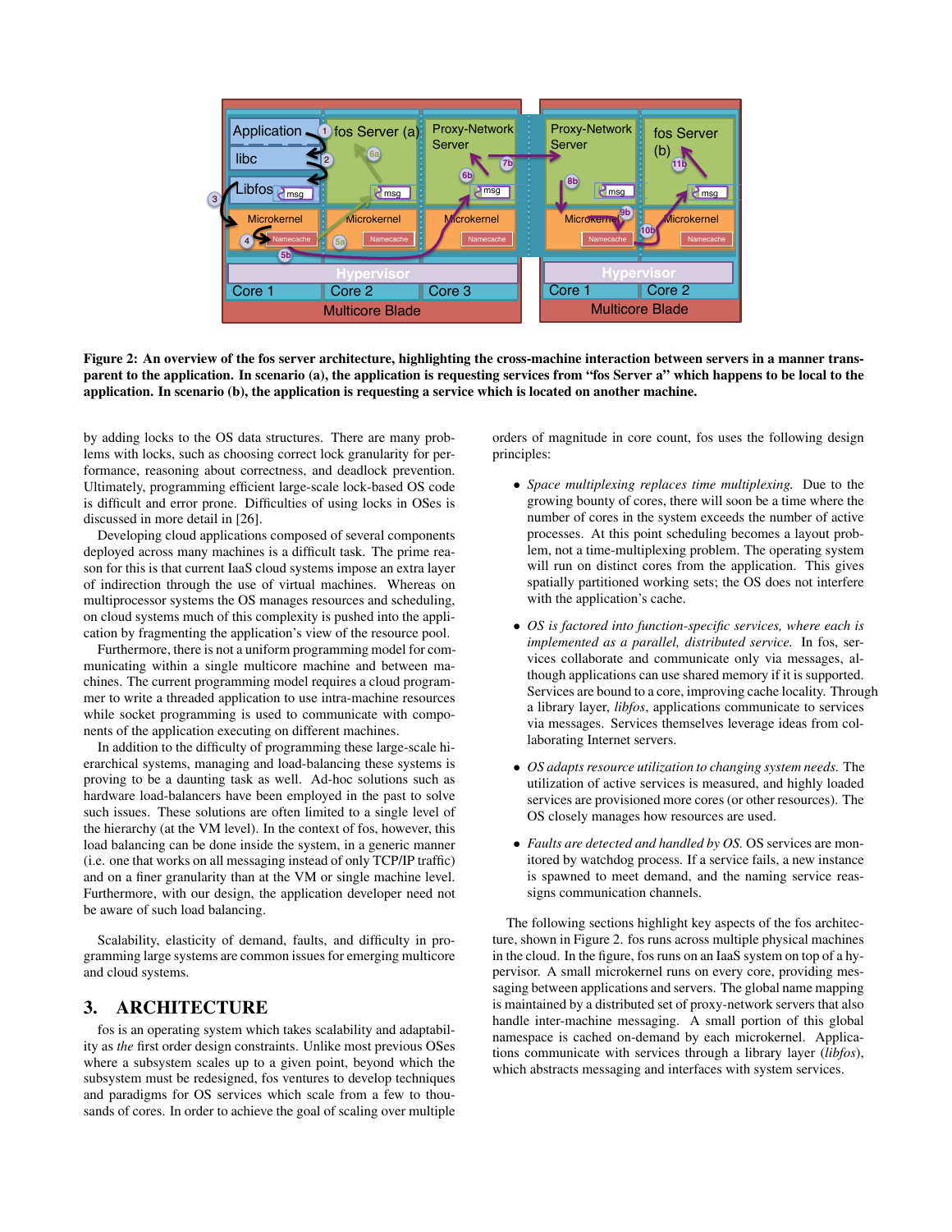**Figure 2: An overview of the fos server architecture, highlighting the cross-machine interaction between servers in a manner transparent to the application. In scenario (a), the application is requesting services from "fos Server a" which happens to be local to the application. In scenario (b), the application is requesting a service which is located on another machine.**

by adding locks to the OS data structures. There are many problems with locks, such as choosing correct lock granularity for performance, reasoning about correctness, and deadlock prevention. Ultimately, programming efficient large-scale lock-based OS code is difficult and error prone. Difficulties of using locks in OSes is discussed in more detail in [26].

Developing cloud applications composed of several components deployed across many machines is a difficult task. The prime reason for this is that current IaaS cloud systems impose an extra layer of indirection through the use of virtual machines. Whereas on multiprocessor systems the OS manages resources and scheduling, on cloud systems much of this complexity is pushed into the application by fragmenting the application's view of the resource pool.

Furthermore, there is not a uniform programming model for communicating within a single multicore machine and between machines. The current programming model requires a cloud programmer to write a threaded application to use intra-machine resources while socket programming is used to communicate with components of the application executing on different machines.

In addition to the difficulty of programming these large-scale hierarchical systems, managing and load-balancing these systems is proving to be a daunting task as well. Ad-hoc solutions such as hardware load-balancers have been employed in the past to solve such issues. These solutions are often limited to a single level of the hierarchy (at the VM level). In the context of fos, however, this load balancing can be done inside the system, in a generic manner (i.e. one that works on all messaging instead of only TCP/IP traffic) and on a finer granularity than at the VM or single machine level. Furthermore, with our design, the application developer need not be aware of such load balancing.

Scalability, elasticity of demand, faults, and difficulty in programming large systems are common issues for emerging multicore and cloud systems.

## 3. ARCHITECTURE

fos is an operating system which takes scalability and adaptability as *the* first order design constraints. Unlike most previous OSes where a subsystem scales up to a given point, beyond which the subsystem must be redesigned, fos ventures to develop techniques and paradigms for OS services which scale from a few to thousands of cores. In order to achieve the goal of scaling over multiple orders of magnitude in core count, fos uses the following design principles:

- *Space multiplexing replaces time multiplexing.* Due to the growing bounty of cores, there will soon be a time where the number of cores in the system exceeds the number of active processes. At this point scheduling becomes a layout problem, not a time-multiplexing problem. The operating system will run on distinct cores from the application. This gives spatially partitioned working sets; the OS does not interfere with the application's cache.
- *OS is factored into function-specific services, where each is implemented as a parallel, distributed service.* In fos, services collaborate and communicate only via messages, although applications can use shared memory if it is supported. Services are bound to a core, improving cache locality. Through a library layer, *libfos*, applications communicate to services via messages. Services themselves leverage ideas from collaborating Internet servers.
- *OS adapts resource utilization to changing system needs.* The utilization of active services is measured, and highly loaded services are provisioned more cores (or other resources). The OS closely manages how resources are used.
- *Faults are detected and handled by OS.* OS services are monitored by watchdog process. If a service fails, a new instance is spawned to meet demand, and the naming service reassigns communication channels.

The following sections highlight key aspects of the fos architecture, shown in Figure 2. fos runs across multiple physical machines in the cloud. In the figure, fos runs on an IaaS system on top of a hypervisor. A small microkernel runs on every core, providing messaging between applications and servers. The global name mapping is maintained by a distributed set of proxy-network servers that also handle inter-machine messaging. A small portion of this global namespace is cached on-demand by each microkernel. Applications communicate with services through a library layer (*libfos*), which abstracts messaging and interfaces with system services.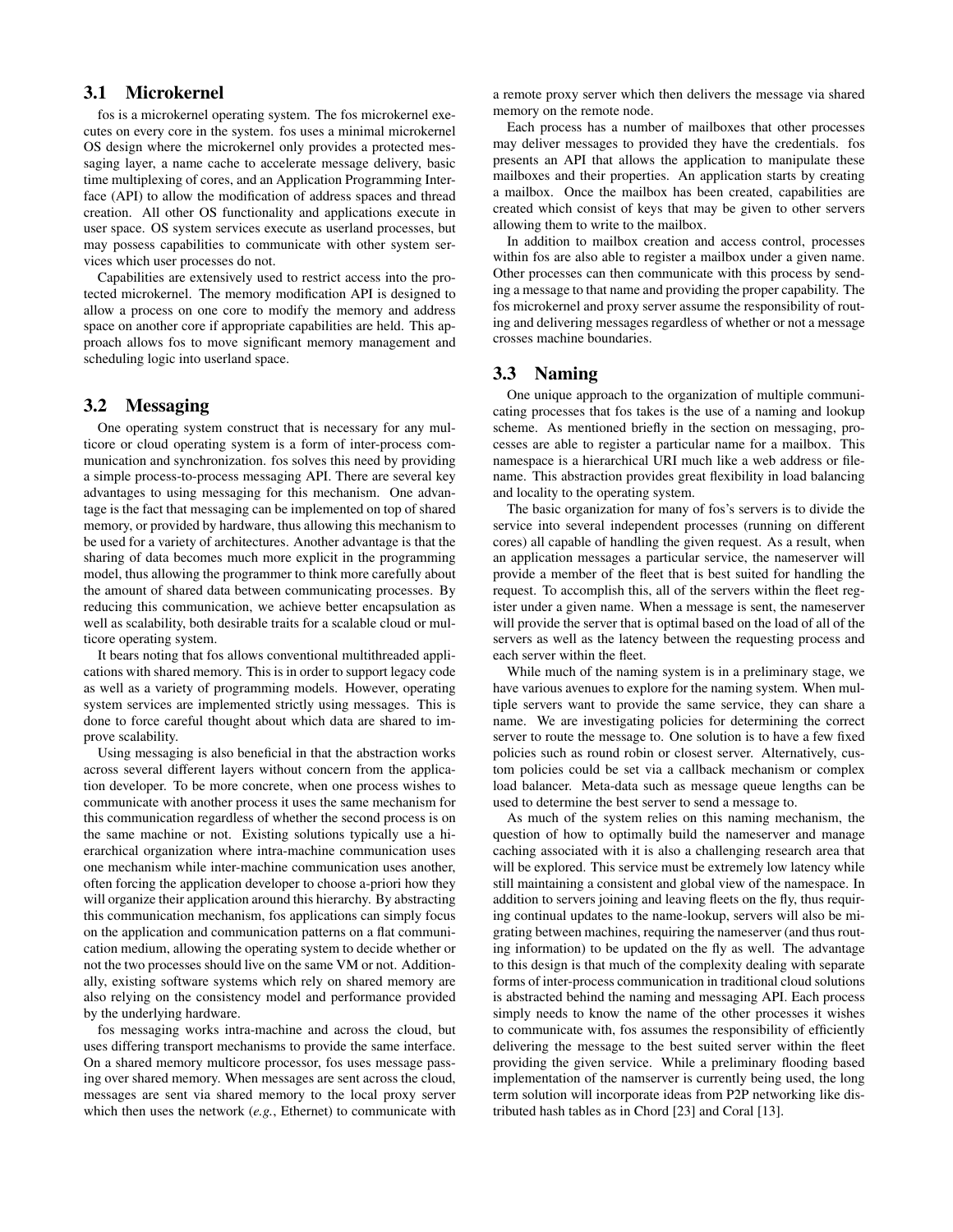### 3.1 Microkernel

fos is a microkernel operating system. The fos microkernel executes on every core in the system. fos uses a minimal microkernel OS design where the microkernel only provides a protected messaging layer, a name cache to accelerate message delivery, basic time multiplexing of cores, and an Application Programming Interface (API) to allow the modification of address spaces and thread creation. All other OS functionality and applications execute in user space. OS system services execute as userland processes, but may possess capabilities to communicate with other system services which user processes do not.

Capabilities are extensively used to restrict access into the protected microkernel. The memory modification API is designed to allow a process on one core to modify the memory and address space on another core if appropriate capabilities are held. This approach allows fos to move significant memory management and scheduling logic into userland space.

### 3.2 Messaging

One operating system construct that is necessary for any multicore or cloud operating system is a form of inter-process communication and synchronization. fos solves this need by providing a simple process-to-process messaging API. There are several key advantages to using messaging for this mechanism. One advantage is the fact that messaging can be implemented on top of shared memory, or provided by hardware, thus allowing this mechanism to be used for a variety of architectures. Another advantage is that the sharing of data becomes much more explicit in the programming model, thus allowing the programmer to think more carefully about the amount of shared data between communicating processes. By reducing this communication, we achieve better encapsulation as well as scalability, both desirable traits for a scalable cloud or multicore operating system.

It bears noting that fos allows conventional multithreaded applications with shared memory. This is in order to support legacy code as well as a variety of programming models. However, operating system services are implemented strictly using messages. This is done to force careful thought about which data are shared to improve scalability.

Using messaging is also beneficial in that the abstraction works across several different layers without concern from the application developer. To be more concrete, when one process wishes to communicate with another process it uses the same mechanism for this communication regardless of whether the second process is on the same machine or not. Existing solutions typically use a hierarchical organization where intra-machine communication uses one mechanism while inter-machine communication uses another, often forcing the application developer to choose a-priori how they will organize their application around this hierarchy. By abstracting this communication mechanism, fos applications can simply focus on the application and communication patterns on a flat communication medium, allowing the operating system to decide whether or not the two processes should live on the same VM or not. Additionally, existing software systems which rely on shared memory are also relying on the consistency model and performance provided by the underlying hardware.

fos messaging works intra-machine and across the cloud, but uses differing transport mechanisms to provide the same interface. On a shared memory multicore processor, fos uses message passing over shared memory. When messages are sent across the cloud, messages are sent via shared memory to the local proxy server which then uses the network (*e.g.*, Ethernet) to communicate with a remote proxy server which then delivers the message via shared memory on the remote node.

Each process has a number of mailboxes that other processes may deliver messages to provided they have the credentials. fos presents an API that allows the application to manipulate these mailboxes and their properties. An application starts by creating a mailbox. Once the mailbox has been created, capabilities are created which consist of keys that may be given to other servers allowing them to write to the mailbox.

In addition to mailbox creation and access control, processes within fos are also able to register a mailbox under a given name. Other processes can then communicate with this process by sending a message to that name and providing the proper capability. The fos microkernel and proxy server assume the responsibility of routing and delivering messages regardless of whether or not a message crosses machine boundaries.

### 3.3 Naming

One unique approach to the organization of multiple communicating processes that fos takes is the use of a naming and lookup scheme. As mentioned briefly in the section on messaging, processes are able to register a particular name for a mailbox. This namespace is a hierarchical URI much like a web address or filename. This abstraction provides great flexibility in load balancing and locality to the operating system.

The basic organization for many of fos's servers is to divide the service into several independent processes (running on different cores) all capable of handling the given request. As a result, when an application messages a particular service, the nameserver will provide a member of the fleet that is best suited for handling the request. To accomplish this, all of the servers within the fleet register under a given name. When a message is sent, the nameserver will provide the server that is optimal based on the load of all of the servers as well as the latency between the requesting process and each server within the fleet.

While much of the naming system is in a preliminary stage, we have various avenues to explore for the naming system. When multiple servers want to provide the same service, they can share a name. We are investigating policies for determining the correct server to route the message to. One solution is to have a few fixed policies such as round robin or closest server. Alternatively, custom policies could be set via a callback mechanism or complex load balancer. Meta-data such as message queue lengths can be used to determine the best server to send a message to.

As much of the system relies on this naming mechanism, the question of how to optimally build the nameserver and manage caching associated with it is also a challenging research area that will be explored. This service must be extremely low latency while still maintaining a consistent and global view of the namespace. In addition to servers joining and leaving fleets on the fly, thus requiring continual updates to the name-lookup, servers will also be migrating between machines, requiring the nameserver (and thus routing information) to be updated on the fly as well. The advantage to this design is that much of the complexity dealing with separate forms of inter-process communication in traditional cloud solutions is abstracted behind the naming and messaging API. Each process simply needs to know the name of the other processes it wishes to communicate with, fos assumes the responsibility of efficiently delivering the message to the best suited server within the fleet providing the given service. While a preliminary flooding based implementation of the namserver is currently being used, the long term solution will incorporate ideas from P2P networking like distributed hash tables as in Chord [23] and Coral [13].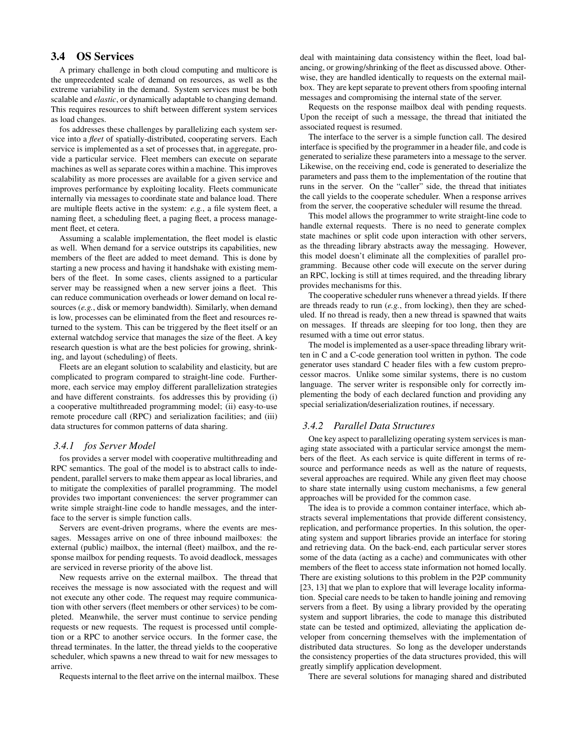## 3.4 OS Services

A primary challenge in both cloud computing and multicore is the unprecedented scale of demand on resources, as well as the extreme variability in the demand. System services must be both scalable and *elastic*, or dynamically adaptable to changing demand. This requires resources to shift between different system services as load changes.

fos addresses these challenges by parallelizing each system service into a *fleet* of spatially-distributed, cooperating servers. Each service is implemented as a set of processes that, in aggregate, provide a particular service. Fleet members can execute on separate machines as well as separate cores within a machine. This improves scalability as more processes are available for a given service and improves performance by exploiting locality. Fleets communicate internally via messages to coordinate state and balance load. There are multiple fleets active in the system: *e.g.*, a file system fleet, a naming fleet, a scheduling fleet, a paging fleet, a process management fleet, et cetera.

Assuming a scalable implementation, the fleet model is elastic as well. When demand for a service outstrips its capabilities, new members of the fleet are added to meet demand. This is done by starting a new process and having it handshake with existing members of the fleet. In some cases, clients assigned to a particular server may be reassigned when a new server joins a fleet. This can reduce communication overheads or lower demand on local resources (*e.g.*, disk or memory bandwidth). Similarly, when demand is low, processes can be eliminated from the fleet and resources returned to the system. This can be triggered by the fleet itself or an external watchdog service that manages the size of the fleet. A key research question is what are the best policies for growing, shrinking, and layout (scheduling) of fleets.

Fleets are an elegant solution to scalability and elasticity, but are complicated to program compared to straight-line code. Furthermore, each service may employ different parallelization strategies and have different constraints. fos addresses this by providing (i) a cooperative multithreaded programming model; (ii) easy-to-use remote procedure call (RPC) and serialization facilities; and (iii) data structures for common patterns of data sharing.

### *3.4.1 fos Server Model*

fos provides a server model with cooperative multithreading and RPC semantics. The goal of the model is to abstract calls to independent, parallel servers to make them appear as local libraries, and to mitigate the complexities of parallel programming. The model provides two important conveniences: the server programmer can write simple straight-line code to handle messages, and the interface to the server is simple function calls.

Servers are event-driven programs, where the events are messages. Messages arrive on one of three inbound mailboxes: the external (public) mailbox, the internal (fleet) mailbox, and the response mailbox for pending requests. To avoid deadlock, messages are serviced in reverse priority of the above list.

New requests arrive on the external mailbox. The thread that receives the message is now associated with the request and will not execute any other code. The request may require communication with other servers (fleet members or other services) to be completed. Meanwhile, the server must continue to service pending requests or new requests. The request is processed until completion or a RPC to another service occurs. In the former case, the thread terminates. In the latter, the thread yields to the cooperative scheduler, which spawns a new thread to wait for new messages to arrive.

Requests internal to the fleet arrive on the internal mailbox. These deal with maintaining data consistency within the fleet, load balancing, or growing/shrinking of the fleet as discussed above. Otherwise, they are handled identically to requests on the external mailbox. They are kept separate to prevent others from spoofing internal messages and compromising the internal state of the server.

Requests on the response mailbox deal with pending requests. Upon the receipt of such a message, the thread that initiated the associated request is resumed.

The interface to the server is a simple function call. The desired interface is specified by the programmer in a header file, and code is generated to serialize these parameters into a message to the server. Likewise, on the receiving end, code is generated to deserialize the parameters and pass them to the implementation of the routine that runs in the server. On the "caller" side, the thread that initiates the call yields to the cooperate scheduler. When a response arrives from the server, the cooperative scheduler will resume the thread.

This model allows the programmer to write straight-line code to handle external requests. There is no need to generate complex state machines or split code upon interaction with other servers, as the threading library abstracts away the messaging. However, this model doesn't eliminate all the complexities of parallel programming. Because other code will execute on the server during an RPC, locking is still at times required, and the threading library provides mechanisms for this.

The cooperative scheduler runs whenever a thread yields. If there are threads ready to run (*e.g.*, from locking), then they are scheduled. If no thread is ready, then a new thread is spawned that waits on messages. If threads are sleeping for too long, then they are resumed with a time out error status.

The model is implemented as a user-space threading library written in C and a C-code generation tool written in python. The code generator uses standard C header files with a few custom preprocessor macros. Unlike some similar systems, there is no custom language. The server writer is responsible only for correctly implementing the body of each declared function and providing any special serialization/deserialization routines, if necessary.

### *3.4.2 Parallel Data Structures*

One key aspect to parallelizing operating system services is managing state associated with a particular service amongst the members of the fleet. As each service is quite different in terms of resource and performance needs as well as the nature of requests, several approaches are required. While any given fleet may choose to share state internally using custom mechanisms, a few general approaches will be provided for the common case.

The idea is to provide a common container interface, which abstracts several implementations that provide different consistency, replication, and performance properties. In this solution, the operating system and support libraries provide an interface for storing and retrieving data. On the back-end, each particular server stores some of the data (acting as a cache) and communicates with other members of the fleet to access state information not homed locally. There are existing solutions to this problem in the P2P community [23, 13] that we plan to explore that will leverage locality information. Special care needs to be taken to handle joining and removing servers from a fleet. By using a library provided by the operating system and support libraries, the code to manage this distributed state can be tested and optimized, alleviating the application developer from concerning themselves with the implementation of distributed data structures. So long as the developer understands the consistency properties of the data structures provided, this will greatly simplify application development.

There are several solutions for managing shared and distributed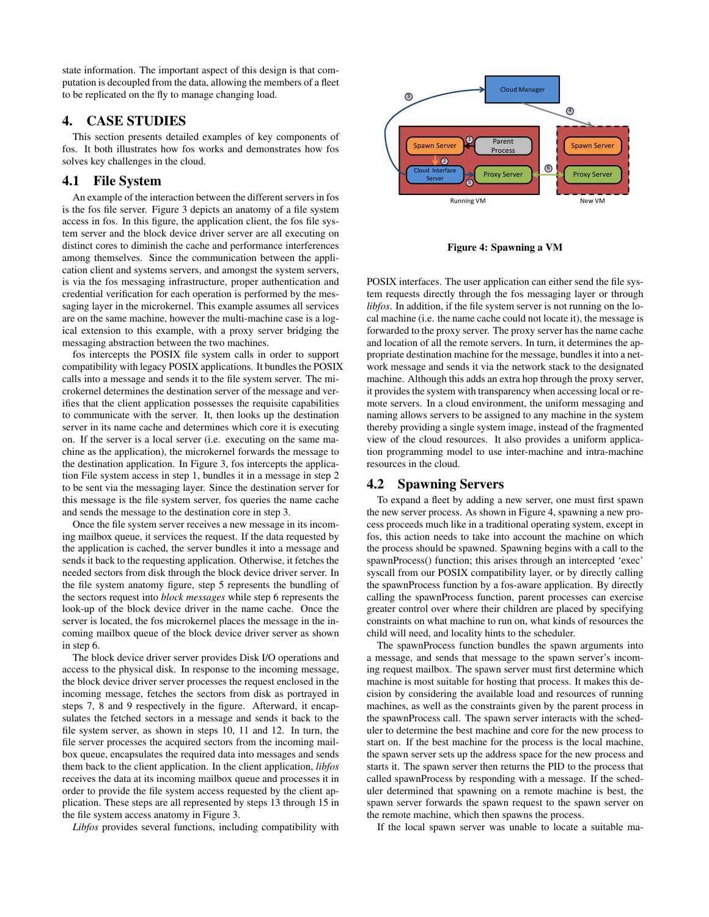state information. The important aspect of this design is that computation is decoupled from the data, allowing the members of a fleet to be replicated on the fly to manage changing load.

# 4. CASE STUDIES

This section presents detailed examples of key components of fos. It both illustrates how fos works and demonstrates how fos solves key challenges in the cloud.

## 4.1 File System

An example of the interaction between the different servers in fos is the fos file server. Figure 3 depicts an anatomy of a file system access in fos. In this figure, the application client, the fos file system server and the block device driver server are all executing on distinct cores to diminish the cache and performance interferences among themselves. Since the communication between the application client and systems servers, and amongst the system servers, is via the fos messaging infrastructure, proper authentication and credential verification for each operation is performed by the messaging layer in the microkernel. This example assumes all services are on the same machine, however the multi-machine case is a logical extension to this example, with a proxy server bridging the messaging abstraction between the two machines.

fos intercepts the POSIX file system calls in order to support compatibility with legacy POSIX applications. It bundles the POSIX calls into a message and sends it to the file system server. The microkernel determines the destination server of the message and verifies that the client application possesses the requisite capabilities to communicate with the server. It, then looks up the destination server in its name cache and determines which core it is executing on. If the server is a local server (i.e. executing on the same machine as the application), the microkernel forwards the message to the destination application. In Figure 3, fos intercepts the application File system access in step 1, bundles it in a message in step 2 to be sent via the messaging layer. Since the destination server for this message is the file system server, fos queries the name cache and sends the message to the destination core in step 3.

Once the file system server receives a new message in its incoming mailbox queue, it services the request. If the data requested by the application is cached, the server bundles it into a message and sends it back to the requesting application. Otherwise, it fetches the needed sectors from disk through the block device driver server. In the file system anatomy figure, step 5 represents the bundling of the sectors request into *block messages* while step 6 represents the look-up of the block device driver in the name cache. Once the server is located, the fos microkernel places the message in the incoming mailbox queue of the block device driver server as shown in step 6.

The block device driver server provides Disk I/O operations and access to the physical disk. In response to the incoming message, the block device driver server processes the request enclosed in the incoming message, fetches the sectors from disk as portrayed in steps 7, 8 and 9 respectively in the figure. Afterward, it encapsulates the fetched sectors in a message and sends it back to the file system server, as shown in steps 10, 11 and 12. In turn, the file server processes the acquired sectors from the incoming mailbox queue, encapsulates the required data into messages and sends them back to the client application. In the client application, *libfos* receives the data at its incoming mailbox queue and processes it in order to provide the file system access requested by the client application. These steps are all represented by steps 13 through 15 in the file system access anatomy in Figure 3.

*Libfos* provides several functions, including compatibility with POSIX interfaces. The user application can either send the file system requests directly through the fos messaging layer or through *libfos*. In addition, if the file system server is not running on the local machine (i.e. the name cache could not locate it), the message is forwarded to the proxy server. The proxy server has the name cache and location of all the remote servers. In turn, it determines the appropriate destination machine for the message, bundles it into a network message and sends it via the network stack to the designated machine. Although this adds an extra hop through the proxy server, it provides the system with transparency when accessing local or remote servers. In a cloud environment, the uniform messaging and naming allows servers to be assigned to any machine in the system thereby providing a single system image, instead of the fragmented view of the cloud resources. It also provides a uniform application programming model to use inter-machine and intra-machine resources in the cloud.

Cloud Manager

3

4

Spawn Server

1

Parent Process

2

Cloud Interface Server

5

Proxy Server

6

Spawn Server

Proxy Server

Running VM

New VM

**Figure 4: Spawning a VM**

## 4.2 Spawning Servers

To expand a fleet by adding a new server, one must first spawn the new server process. As shown in Figure 4, spawning a new process proceeds much like in a traditional operating system, except in fos, this action needs to take into account the machine on which the process should be spawned. Spawning begins with a call to the spawnProcess() function; this arises through an intercepted 'exec' syscall from our POSIX compatibility layer, or by directly calling the spawnProcess function by a fos-aware application. By directly calling the spawnProcess function, parent processes can exercise greater control over where their children are placed by specifying constraints on what machine to run on, what kinds of resources the child will need, and locality hints to the scheduler.

The spawnProcess function bundles the spawn arguments into a message, and sends that message to the spawn server's incoming request mailbox. The spawn server must first determine which machine is most suitable for hosting that process. It makes this decision by considering the available load and resources of running machines, as well as the constraints given by the parent process in the spawnProcess call. The spawn server interacts with the scheduler to determine the best machine and core for the new process to start on. If the best machine for the process is the local machine, the spawn server sets up the address space for the new process and starts it. The spawn server then returns the PID to the process that called spawnProcess by responding with a message. If the scheduler determined that spawning on a remote machine is best, the spawn server forwards the spawn request to the spawn server on the remote machine, which then spawns the process.

If the local spawn server was unable to locate a suitable ma-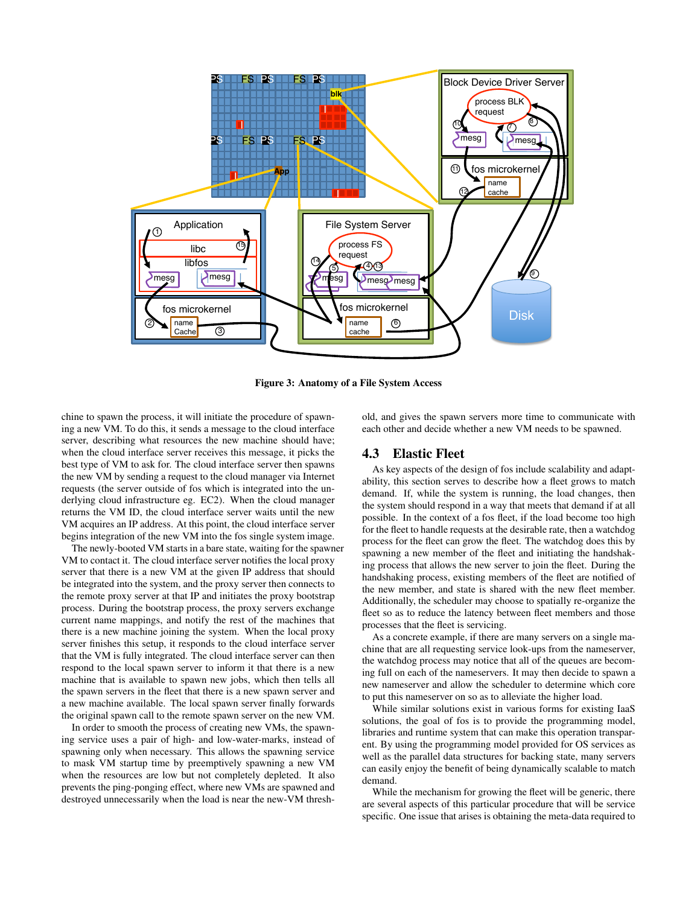**Figure 3: Anatomy of a File System Access**

chine to spawn the process, it will initiate the procedure of spawning a new VM. To do this, it sends a message to the cloud interface server, describing what resources the new machine should have; when the cloud interface server receives this message, it picks the best type of VM to ask for. The cloud interface server then spawns the new VM by sending a request to the cloud manager via Internet requests (the server outside of fos which is integrated into the underlying cloud infrastructure eg. EC2). When the cloud manager returns the VM ID, the cloud interface server waits until the new VM acquires an IP address. At this point, the cloud interface server begins integration of the new VM into the fos single system image.

The newly-booted VM starts in a bare state, waiting for the spawner VM to contact it. The cloud interface server notifies the local proxy server that there is a new VM at the given IP address that should be integrated into the system, and the proxy server then connects to the remote proxy server at that IP and initiates the proxy bootstrap process. During the bootstrap process, the proxy servers exchange current name mappings, and notify the rest of the machines that there is a new machine joining the system. When the local proxy server finishes this setup, it responds to the cloud interface server that the VM is fully integrated. The cloud interface server can then respond to the local spawn server to inform it that there is a new machine that is available to spawn new jobs, which then tells all the spawn servers in the fleet that there is a new spawn server and a new machine available. The local spawn server finally forwards the original spawn call to the remote spawn server on the new VM.

In order to smooth the process of creating new VMs, the spawning service uses a pair of high- and low-water-marks, instead of spawning only when necessary. This allows the spawning service to mask VM startup time by preemptively spawning a new VM when the resources are low but not completely depleted. It also prevents the ping-ponging effect, where new VMs are spawned and destroyed unnecessarily when the load is near the new-VM threshold, and gives the spawn servers more time to communicate with each other and decide whether a new VM needs to be spawned.

## 4.3 Elastic Fleet

As key aspects of the design of fos include scalability and adaptability, this section serves to describe how a fleet grows to match demand. If, while the system is running, the load changes, then the system should respond in a way that meets that demand if at all possible. In the context of a fos fleet, if the load become too high for the fleet to handle requests at the desirable rate, then a watchdog process for the fleet can grow the fleet. The watchdog does this by spawning a new member of the fleet and initiating the handshaking process that allows the new server to join the fleet. During the handshaking process, existing members of the fleet are notified of the new member, and state is shared with the new fleet member. Additionally, the scheduler may choose to spatially re-organize the fleet so as to reduce the latency between fleet members and those processes that the fleet is servicing.

As a concrete example, if there are many servers on a single machine that are all requesting service look-ups from the nameserver, the watchdog process may notice that all of the queues are becoming full on each of the nameservers. It may then decide to spawn a new nameserver and allow the scheduler to determine which core to put this nameserver on so as to alleviate the higher load.

While similar solutions exist in various forms for existing IaaS solutions, the goal of fos is to provide the programming model, libraries and runtime system that can make this operation transparent. By using the programming model provided for OS services as well as the parallel data structures for backing state, many servers can easily enjoy the benefit of being dynamically scalable to match demand.

While the mechanism for growing the fleet will be generic, there are several aspects of this particular procedure that will be service specific. One issue that arises is obtaining the meta-data required to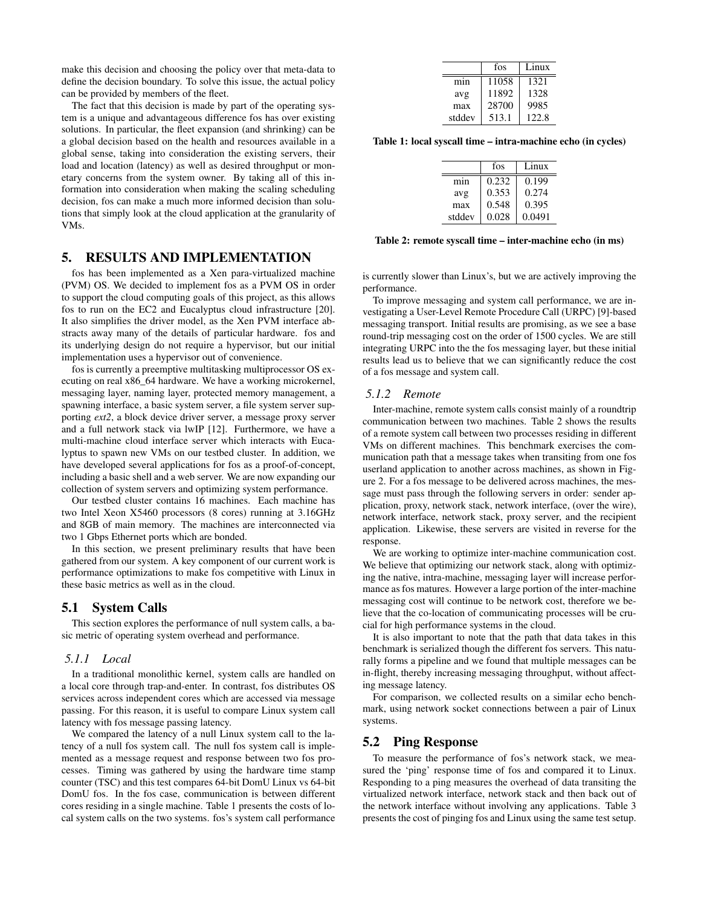make this decision and choosing the policy over that meta-data to define the decision boundary. To solve this issue, the actual policy can be provided by members of the fleet.

The fact that this decision is made by part of the operating system is a unique and advantageous difference fos has over existing solutions. In particular, the fleet expansion (and shrinking) can be a global decision based on the health and resources available in a global sense, taking into consideration the existing servers, their load and location (latency) as well as desired throughput or monetary concerns from the system owner. By taking all of this information into consideration when making the scaling scheduling decision, fos can make a much more informed decision than solutions that simply look at the cloud application at the granularity of VMs.

# 5. RESULTS AND IMPLEMENTATION

fos has been implemented as a Xen para-virtualized machine (PVM) OS. We decided to implement fos as a PVM OS in order to support the cloud computing goals of this project, as this allows fos to run on the EC2 and Eucalyptus cloud infrastructure [20]. It also simplifies the driver model, as the Xen PVM interface abstracts away many of the details of particular hardware. fos and its underlying design do not require a hypervisor, but our initial implementation uses a hypervisor out of convenience.

fos is currently a preemptive multitasking multiprocessor OS executing on real x86_64 hardware. We have a working microkernel, messaging layer, naming layer, protected memory management, a spawning interface, a basic system server, a file system server supporting *ext2*, a block device driver server, a message proxy server and a full network stack via lwIP [12]. Furthermore, we have a multi-machine cloud interface server which interacts with Eucalyptus to spawn new VMs on our testbed cluster. In addition, we have developed several applications for fos as a proof-of-concept, including a basic shell and a web server. We are now expanding our collection of system servers and optimizing system performance.

Our testbed cluster contains 16 machines. Each machine has two Intel Xeon X5460 processors (8 cores) running at 3.16GHz and 8GB of main memory. The machines are interconnected via two 1 Gbps Ethernet ports which are bonded.

In this section, we present preliminary results that have been gathered from our system. A key component of our current work is performance optimizations to make fos competitive with Linux in these basic metrics as well as in the cloud.

## 5.1 System Calls

This section explores the performance of null system calls, a basic metric of operating system overhead and performance.

### 5.1.1 Local

In a traditional monolithic kernel, system calls are handled on a local core through trap-and-enter. In contrast, fos distributes OS services across independent cores which are accessed via message passing. For this reason, it is useful to compare Linux system call latency with fos message passing latency.

We compared the latency of a null Linux system call to the latency of a null fos system call. The null fos system call is implemented as a message request and response between two fos processes. Timing was gathered by using the hardware time stamp counter (TSC) and this test compares 64-bit DomU Linux vs 64-bit DomU fos. In the fos case, communication is between different cores residing in a single machine. Table 1 presents the costs of local system calls on the two systems. fos's system call performance is currently slower than Linux's, but we are actively improving the performance.

| | fos | Linux |
|---|---|---|
| min | 11058 | 1321 |
| avg | 11892 | 1328 |
| max | 28700 | 9985 |
| stddev | 513.1 | 122.8 |

**Table 1: local syscall time – intra-machine echo (in cycles)**

To improve messaging and system call performance, we are investigating a User-Level Remote Procedure Call (URPC) [9]-based messaging transport. Initial results are promising, as we see a base round-trip messaging cost on the order of 1500 cycles. We are still integrating URPC into the the fos messaging layer, but these initial results lead us to believe that we can significantly reduce the cost of a fos message and system call.

### 5.1.2 Remote

Inter-machine, remote system calls consist mainly of a roundtrip communication between two machines. Table 2 shows the results of a remote system call between two processes residing in different VMs on different machines. This benchmark exercises the communication path that a message takes when transiting from one fos userland application to another across machines, as shown in Figure 2. For a fos message to be delivered across machines, the message must pass through the following servers in order: sender application, proxy, network stack, network interface, (over the wire), network interface, network stack, proxy server, and the recipient application. Likewise, these servers are visited in reverse for the response.

| | fos | Linux |
|---|---|---|
| min | 0.232 | 0.199 |
| avg | 0.353 | 0.274 |
| max | 0.548 | 0.395 |
| stddev | 0.028 | 0.0491 |

**Table 2: remote syscall time – inter-machine echo (in ms)**

We are working to optimize inter-machine communication cost. We believe that optimizing our network stack, along with optimizing the native, intra-machine, messaging layer will increase performance as fos matures. However a large portion of the inter-machine messaging cost will continue to be network cost, therefore we believe that the co-location of communicating processes will be crucial for high performance systems in the cloud.

It is also important to note that the path that data takes in this benchmark is serialized though the different fos servers. This naturally forms a pipeline and we found that multiple messages can be in-flight, thereby increasing messaging throughput, without affecting message latency.

For comparison, we collected results on a similar echo benchmark, using network socket connections between a pair of Linux systems.

## 5.2 Ping Response

To measure the performance of fos's network stack, we measured the 'ping' response time of fos and compared it to Linux. Responding to a ping measures the overhead of data transiting the virtualized network interface, network stack and then back out of the network interface without involving any applications. Table 3 presents the cost of pinging fos and Linux using the same test setup.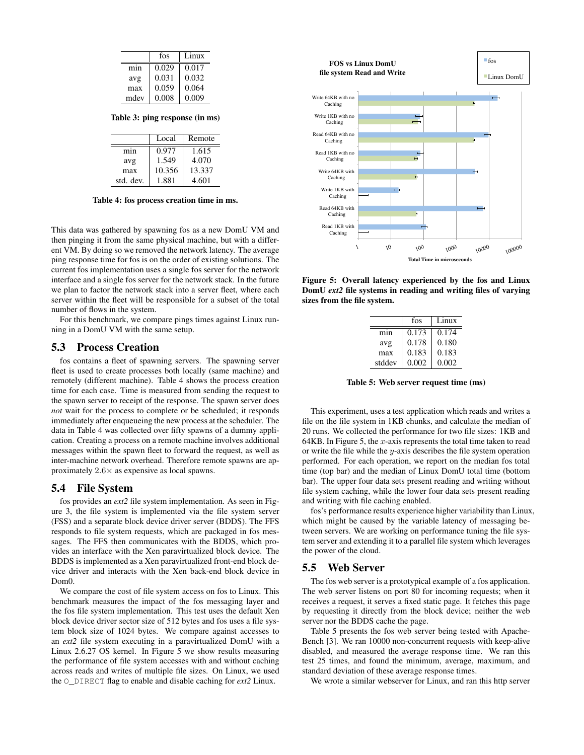|  | fos | Linux |
|---|---|---|
| min | 0.029 | 0.017 |
| avg | 0.031 | 0.032 |
| max | 0.059 | 0.064 |
| mdev | 0.008 | 0.009 |

**Table 3: ping response (in ms)**

|  | Local | Remote |
|---|---|---|
| min | 0.977 | 1.615 |
| avg | 1.549 | 4.070 |
| max | 10.356 | 13.337 |
| std. dev. | 1.881 | 4.601 |

**Table 4: fos process creation time in ms.**

This data was gathered by spawning fos as a new DomU VM and then pinging it from the same physical machine, but with a different VM. By doing so we removed the network latency. The average ping response time for fos is on the order of existing solutions. The current fos implementation uses a single fos server for the network interface and a single fos server for the network stack. In the future we plan to factor the network stack into a server fleet, where each server within the fleet will be responsible for a subset of the total number of flows in the system.

For this benchmark, we compare pings times against Linux running in a DomU VM with the same setup.

## 5.3 Process Creation

fos contains a fleet of spawning servers. The spawning server fleet is used to create processes both locally (same machine) and remotely (different machine). Table 4 shows the process creation time for each case. Time is measured from sending the request to the spawn server to receipt of the response. The spawn server does *not* wait for the process to complete or be scheduled; it responds immediately after enqueueing the new process at the scheduler. The data in Table 4 was collected over fifty spawns of a dummy application. Creating a process on a remote machine involves additional messages within the spawn fleet to forward the request, as well as inter-machine network overhead. Therefore remote spawns are approximately $2.6\times$ as expensive as local spawns.

## 5.4 File System

fos provides an *ext2* file system implementation. As seen in Figure 3, the file system is implemented via the file system server (FSS) and a separate block device driver server (BDDS). The FFS responds to file system requests, which are packaged in fos messages. The FFS then communicates with the BDDS, which provides an interface with the Xen paravirtualized block device. The BDDS is implemented as a Xen paravirtualized front-end block device driver and interacts with the Xen back-end block device in Dom0.

We compare the cost of file system access on fos to Linux. This benchmark measures the impact of the fos messaging layer and the fos file system implementation. This test uses the default Xen block device driver sector size of 512 bytes and fos uses a file system block size of 1024 bytes. We compare against accesses to an *ext2* file system executing in a paravirtualized DomU with a Linux 2.6.27 OS kernel. In Figure 5 we show results measuring the performance of file system accesses with and without caching across reads and writes of multiple file sizes. On Linux, we used the `O_DIRECT` flag to enable and disable caching for *ext2* Linux.

**Figure 5: Overall latency experienced by the fos and Linux DomU *ext2* file systems in reading and writing files of varying sizes from the file system.**

|  | fos | Linux |
|---|---|---|
| min | 0.173 | 0.174 |
| avg | 0.178 | 0.180 |
| max | 0.183 | 0.183 |
| stddev | 0.002 | 0.002 |

**Table 5: Web server request time (ms)**

This experiment, uses a test application which reads and writes a file on the file system in 1KB chunks, and calculate the median of 20 runs. We collected the performance for two file sizes: 1KB and 64KB. In Figure 5, the $x$-axis represents the total time taken to read or write the file while the $y$-axis describes the file system operation performed. For each operation, we report on the median fos total time (top bar) and the median of Linux DomU total time (bottom bar). The upper four data sets present reading and writing without file system caching, while the lower four data sets present reading and writing with file caching enabled.

fos's performance results experience higher variability than Linux, which might be caused by the variable latency of messaging between servers. We are working on performance tuning the file system server and extending it to a parallel file system which leverages the power of the cloud.

## 5.5 Web Server

The fos web server is a prototypical example of a fos application. The web server listens on port 80 for incoming requests; when it receives a request, it serves a fixed static page. It fetches this page by requesting it directly from the block device; neither the web server nor the BDDS cache the page.

Table 5 presents the fos web server being tested with ApacheBench [3]. We ran 10000 non-concurrent requests with keep-alive disabled, and measured the average response time. We ran this test 25 times, and found the minimum, average, maximum, and standard deviation of these average response times.

We wrote a similar webserver for Linux, and ran this http server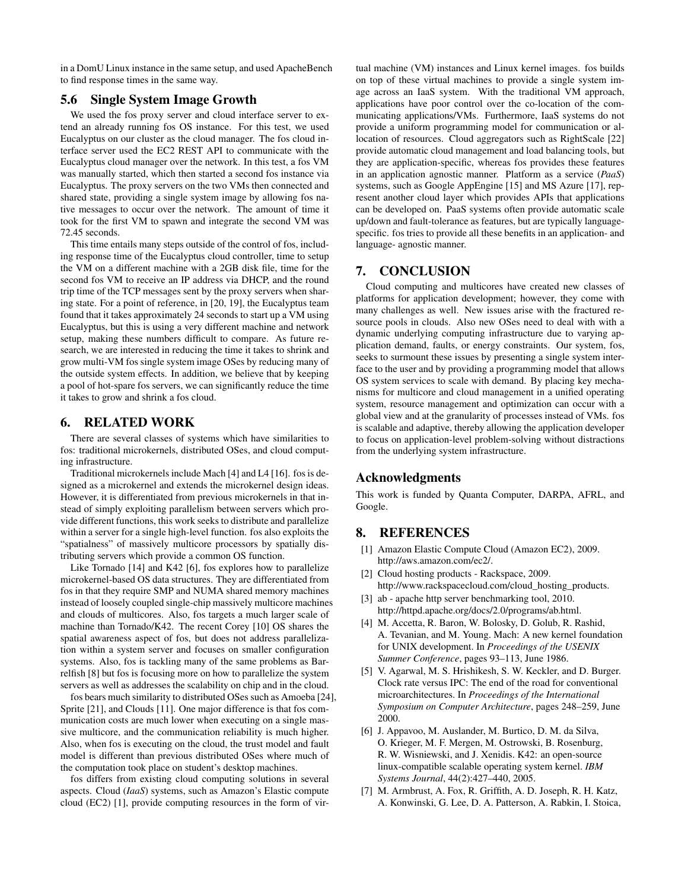in a DomU Linux instance in the same setup, and used ApacheBench to find response times in the same way.

### 5.6 Single System Image Growth

We used the fos proxy server and cloud interface server to extend an already running fos OS instance. For this test, we used Eucalyptus on our cluster as the cloud manager. The fos cloud interface server used the EC2 REST API to communicate with the Eucalyptus cloud manager over the network. In this test, a fos VM was manually started, which then started a second fos instance via Eucalyptus. The proxy servers on the two VMs then connected and shared state, providing a single system image by allowing fos native messages to occur over the network. The amount of time it took for the first VM to spawn and integrate the second VM was 72.45 seconds.

This time entails many steps outside of the control of fos, including response time of the Eucalyptus cloud controller, time to setup the VM on a different machine with a 2GB disk file, time for the second fos VM to receive an IP address via DHCP, and the round trip time of the TCP messages sent by the proxy servers when sharing state. For a point of reference, in [20, 19], the Eucalyptus team found that it takes approximately 24 seconds to start up a VM using Eucalyptus, but this is using a very different machine and network setup, making these numbers difficult to compare. As future research, we are interested in reducing the time it takes to shrink and grow multi-VM fos single system image OSes by reducing many of the outside system effects. In addition, we believe that by keeping a pool of hot-spare fos servers, we can significantly reduce the time it takes to grow and shrink a fos cloud.

## 6. RELATED WORK

There are several classes of systems which have similarities to fos: traditional microkernels, distributed OSes, and cloud computing infrastructure.

Traditional microkernels include Mach [4] and L4 [16]. fos is designed as a microkernel and extends the microkernel design ideas. However, it is differentiated from previous microkernels in that instead of simply exploiting parallelism between servers which provide different functions, this work seeks to distribute and parallelize within a server for a single high-level function. fos also exploits the "spatialness" of massively multicore processors by spatially distributing servers which provide a common OS function.

Like Tornado [14] and K42 [6], fos explores how to parallelize microkernel-based OS data structures. They are differentiated from fos in that they require SMP and NUMA shared memory machines instead of loosely coupled single-chip massively multicore machines and clouds of multicores. Also, fos targets a much larger scale of machine than Tornado/K42. The recent Corey [10] OS shares the spatial awareness aspect of fos, but does not address parallelization within a system server and focuses on smaller configuration systems. Also, fos is tackling many of the same problems as Barrelfish [8] but fos is focusing more on how to parallelize the system servers as well as addresses the scalability on chip and in the cloud.

fos bears much similarity to distributed OSes such as Amoeba [24], Sprite [21], and Clouds [11]. One major difference is that fos communication costs are much lower when executing on a single massive multicore, and the communication reliability is much higher. Also, when fos is executing on the cloud, the trust model and fault model is different than previous distributed OSes where much of the computation took place on student's desktop machines.

fos differs from existing cloud computing solutions in several aspects. Cloud (*IaaS*) systems, such as Amazon's Elastic compute cloud (EC2) [1], provide computing resources in the form of virtual machine (VM) instances and Linux kernel images. fos builds on top of these virtual machines to provide a single system image across an IaaS system. With the traditional VM approach, applications have poor control over the co-location of the communicating applications/VMs. Furthermore, IaaS systems do not provide a uniform programming model for communication or allocation of resources. Cloud aggregators such as RightScale [22] provide automatic cloud management and load balancing tools, but they are application-specific, whereas fos provides these features in an application agnostic manner. Platform as a service (*PaaS*) systems, such as Google AppEngine [15] and MS Azure [17], represent another cloud layer which provides APIs that applications can be developed on. PaaS systems often provide automatic scale up/down and fault-tolerance as features, but are typically language-specific. fos tries to provide all these benefits in an application- and language- agnostic manner.

## 7. CONCLUSION

Cloud computing and multicores have created new classes of platforms for application development; however, they come with many challenges as well. New issues arise with the fractured resource pools in clouds. Also new OSes need to deal with with a dynamic underlying computing infrastructure due to varying application demand, faults, or energy constraints. Our system, fos, seeks to surmount these issues by presenting a single system interface to the user and by providing a programming model that allows OS system services to scale with demand. By placing key mechanisms for multicore and cloud management in a unified operating system, resource management and optimization can occur with a global view and at the granularity of processes instead of VMs. fos is scalable and adaptive, thereby allowing the application developer to focus on application-level problem-solving without distractions from the underlying system infrastructure.

### Acknowledgments

This work is funded by Quanta Computer, DARPA, AFRL, and Google.

## 8. REFERENCES

[1] Amazon Elastic Compute Cloud (Amazon EC2), 2009. http://aws.amazon.com/ec2/.

[2] Cloud hosting products - Rackspace, 2009. http://www.rackspacecloud.com/cloud_hosting_products.

[3] ab - apache http server benchmarking tool, 2010. http://httpd.apache.org/docs/2.0/programs/ab.html.

[4] M. Accetta, R. Baron, W. Bolosky, D. Golub, R. Rashid, A. Tevanian, and M. Young. Mach: A new kernel foundation for UNIX development. In *Proceedings of the USENIX Summer Conference*, pages 93–113, June 1986.

[5] V. Agarwal, M. S. Hrishikesh, S. W. Keckler, and D. Burger. Clock rate versus IPC: The end of the road for conventional microarchitectures. In *Proceedings of the International Symposium on Computer Architecture*, pages 248–259, June 2000.

[6] J. Appavoo, M. Auslander, M. Burtico, D. M. da Silva, O. Krieger, M. F. Mergen, M. Ostrowski, B. Rosenburg, R. W. Wisniewski, and J. Xenidis. K42: an open-source linux-compatible scalable operating system kernel. *IBM Systems Journal*, 44(2):427–440, 2005.

[7] M. Armbrust, A. Fox, R. Griffith, A. D. Joseph, R. H. Katz, A. Konwinski, G. Lee, D. A. Patterson, A. Rabkin, I. Stoica,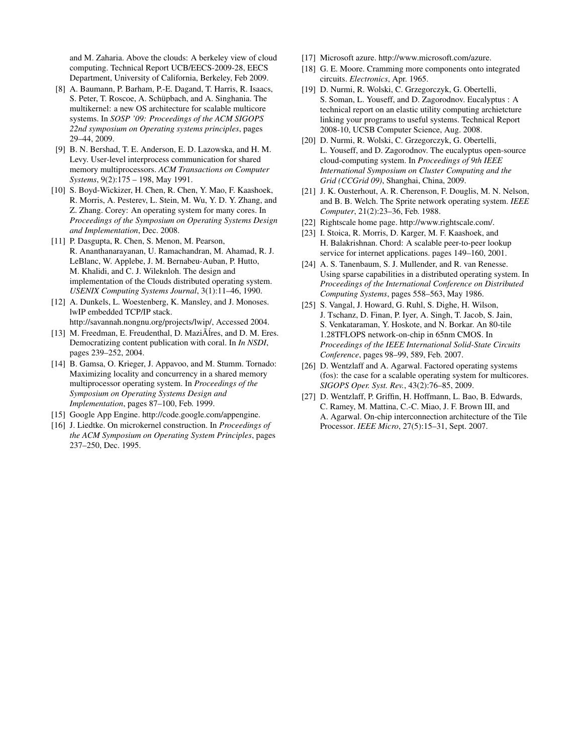and M. Zaharia. Above the clouds: A berkeley view of cloud computing. Technical Report UCB/EECS-2009-28, EECS Department, University of California, Berkeley, Feb 2009.

[8] A. Baumann, P. Barham, P.-E. Dagand, T. Harris, R. Isaacs, S. Peter, T. Roscoe, A. Schüpbach, and A. Singhania. The multikernel: a new OS architecture for scalable multicore systems. In *SOSP '09: Proceedings of the ACM SIGOPS 22nd symposium on Operating systems principles*, pages 29–44, 2009.

[9] B. N. Bershad, T. E. Anderson, E. D. Lazowska, and H. M. Levy. User-level interprocess communication for shared memory multiprocessors. *ACM Transactions on Computer Systems*, 9(2):175 – 198, May 1991.

[10] S. Boyd-Wickizer, H. Chen, R. Chen, Y. Mao, F. Kaashoek, R. Morris, A. Pesterev, L. Stein, M. Wu, Y. D. Y. Zhang, and Z. Zhang. Corey: An operating system for many cores. In *Proceedings of the Symposium on Operating Systems Design and Implementation*, Dec. 2008.

[11] P. Dasgupta, R. Chen, S. Menon, M. Pearson, R. Ananthanarayanan, U. Ramachandran, M. Ahamad, R. J. LeBlanc, W. Applebe, J. M. Bernabeu-Auban, P. Hutto, M. Khalidi, and C. J. Wileknloh. The design and implementation of the Clouds distributed operating system. *USENIX Computing Systems Journal*, 3(1):11–46, 1990.

[12] A. Dunkels, L. Woestenberg, K. Mansley, and J. Monoses. lwIP embedded TCP/IP stack. http://savannah.nongnu.org/projects/lwip/, Accessed 2004.

[13] M. Freedman, E. Freudenthal, D. MaziÃÍres, and D. M. Eres. Democratizing content publication with coral. In *In NSDI*, pages 239–252, 2004.

[14] B. Gamsa, O. Krieger, J. Appavoo, and M. Stumm. Tornado: Maximizing locality and concurrency in a shared memory multiprocessor operating system. In *Proceedings of the Symposium on Operating Systems Design and Implementation*, pages 87–100, Feb. 1999.

[15] Google App Engine. http://code.google.com/appengine.

[16] J. Liedtke. On microkernel construction. In *Proceedings of the ACM Symposium on Operating System Principles*, pages 237–250, Dec. 1995.

[17] Microsoft azure. http://www.microsoft.com/azure.

[18] G. E. Moore. Cramming more components onto integrated circuits. *Electronics*, Apr. 1965.

[19] D. Nurmi, R. Wolski, C. Grzegorczyk, G. Obertelli, S. Soman, L. Youseff, and D. Zagorodnov. Eucalyptus : A technical report on an elastic utility computing archietcture linking your programs to useful systems. Technical Report 2008-10, UCSB Computer Science, Aug. 2008.

[20] D. Nurmi, R. Wolski, C. Grzegorczyk, G. Obertelli, L. Youseff, and D. Zagorodnov. The eucalyptus open-source cloud-computing system. In *Proceedings of 9th IEEE International Symposium on Cluster Computing and the Grid (CCGrid 09)*, Shanghai, China, 2009.

[21] J. K. Ousterhout, A. R. Cherenson, F. Douglis, M. N. Nelson, and B. B. Welch. The Sprite network operating system. *IEEE Computer*, 21(2):23–36, Feb. 1988.

[22] Rightscale home page. http://www.rightscale.com/.

[23] I. Stoica, R. Morris, D. Karger, M. F. Kaashoek, and H. Balakrishnan. Chord: A scalable peer-to-peer lookup service for internet applications. pages 149–160, 2001.

[24] A. S. Tanenbaum, S. J. Mullender, and R. van Renesse. Using sparse capabilities in a distributed operating system. In *Proceedings of the International Conference on Distributed Computing Systems*, pages 558–563, May 1986.

[25] S. Vangal, J. Howard, G. Ruhl, S. Dighe, H. Wilson, J. Tschanz, D. Finan, P. Iyer, A. Singh, T. Jacob, S. Jain, S. Venkataraman, Y. Hoskote, and N. Borkar. An 80-tile 1.28TFLOPS network-on-chip in 65nm CMOS. In *Proceedings of the IEEE International Solid-State Circuits Conference*, pages 98–99, 589, Feb. 2007.

[26] D. Wentzlaff and A. Agarwal. Factored operating systems (fos): the case for a scalable operating system for multicores. *SIGOPS Oper. Syst. Rev.*, 43(2):76–85, 2009.

[27] D. Wentzlaff, P. Griffin, H. Hoffmann, L. Bao, B. Edwards, C. Ramey, M. Mattina, C.-C. Miao, J. F. Brown III, and A. Agarwal. On-chip interconnection architecture of the Tile Processor. *IEEE Micro*, 27(5):15–31, Sept. 2007.